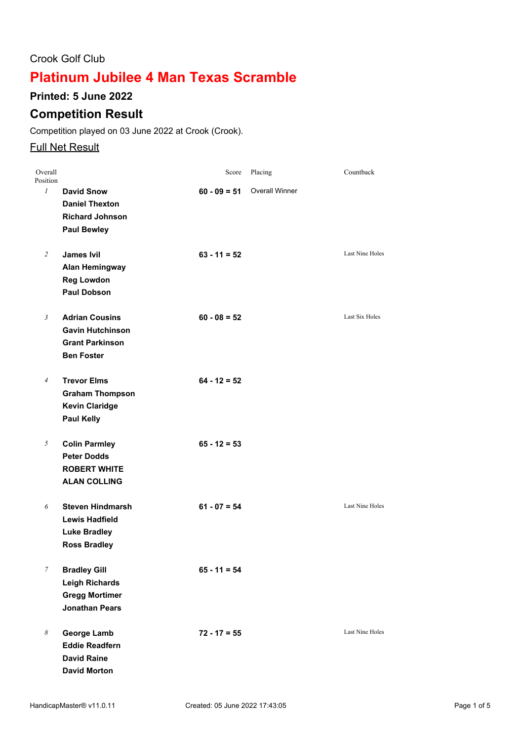Crook Golf Club

# Platinum Jubilee 4 Man Texas Scramble

### Printed: 5 June 2022

## Competition Result

Competition played on 03 June 2022 at Crook (Crook).

Full Net Result

| Overall Position | | Score | Placing | Countback |
|---|---|---|---|---|
| *1* | **David Snow**<br>**Daniel Thexton**<br>**Richard Johnson**<br>**Paul Bewley** | **60 - 09 = 51** | Overall Winner | |
| *2* | **James Ivil**<br>**Alan Hemingway**<br>**Reg Lowdon**<br>**Paul Dobson** | **63 - 11 = 52** | | Last Nine Holes |
| *3* | **Adrian Cousins**<br>**Gavin Hutchinson**<br>**Grant Parkinson**<br>**Ben Foster** | **60 - 08 = 52** | | Last Six Holes |
| *4* | **Trevor Elms**<br>**Graham Thompson**<br>**Kevin Claridge**<br>**Paul Kelly** | **64 - 12 = 52** | | |
| *5* | **Colin Parmley**<br>**Peter Dodds**<br>**ROBERT WHITE**<br>**ALAN COLLING** | **65 - 12 = 53** | | |
| *6* | **Steven Hindmarsh**<br>**Lewis Hadfield**<br>**Luke Bradley**<br>**Ross Bradley** | **61 - 07 = 54** | | Last Nine Holes |
| *7* | **Bradley Gill**<br>**Leigh Richards**<br>**Gregg Mortimer**<br>**Jonathan Pears** | **65 - 11 = 54** | | |
| *8* | **George Lamb**<br>**Eddie Readfern**<br>**David Raine**<br>**David Morton** | **72 - 17 = 55** | | Last Nine Holes |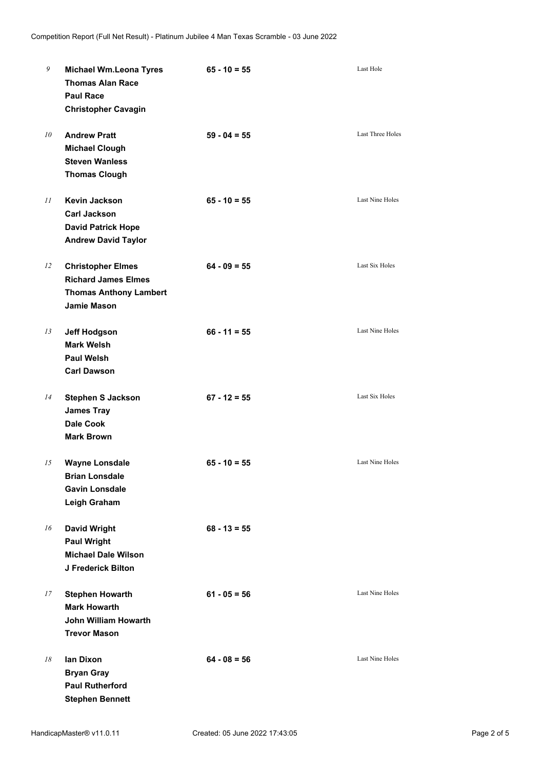| Pos | Team | Score | Countback |
|---|---|---|---|
| 9 | **Michael Wm.Leona Tyres**<br>**Thomas Alan Race**<br>**Paul Race**<br>**Christopher Cavagin** | **65 - 10 = 55** | Last Hole |
| 10 | **Andrew Pratt**<br>**Michael Clough**<br>**Steven Wanless**<br>**Thomas Clough** | **59 - 04 = 55** | Last Three Holes |
| 11 | **Kevin Jackson**<br>**Carl Jackson**<br>**David Patrick Hope**<br>**Andrew David Taylor** | **65 - 10 = 55** | Last Nine Holes |
| 12 | **Christopher Elmes**<br>**Richard James Elmes**<br>**Thomas Anthony Lambert**<br>**Jamie Mason** | **64 - 09 = 55** | Last Six Holes |
| 13 | **Jeff Hodgson**<br>**Mark Welsh**<br>**Paul Welsh**<br>**Carl Dawson** | **66 - 11 = 55** | Last Nine Holes |
| 14 | **Stephen S Jackson**<br>**James Tray**<br>**Dale Cook**<br>**Mark Brown** | **67 - 12 = 55** | Last Six Holes |
| 15 | **Wayne Lonsdale**<br>**Brian Lonsdale**<br>**Gavin Lonsdale**<br>**Leigh Graham** | **65 - 10 = 55** | Last Nine Holes |
| 16 | **David Wright**<br>**Paul Wright**<br>**Michael Dale Wilson**<br>**J Frederick Bilton** | **68 - 13 = 55** | |
| 17 | **Stephen Howarth**<br>**Mark Howarth**<br>**John William Howarth**<br>**Trevor Mason** | **61 - 05 = 56** | Last Nine Holes |
| 18 | **Ian Dixon**<br>**Bryan Gray**<br>**Paul Rutherford**<br>**Stephen Bennett** | **64 - 08 = 56** | Last Nine Holes |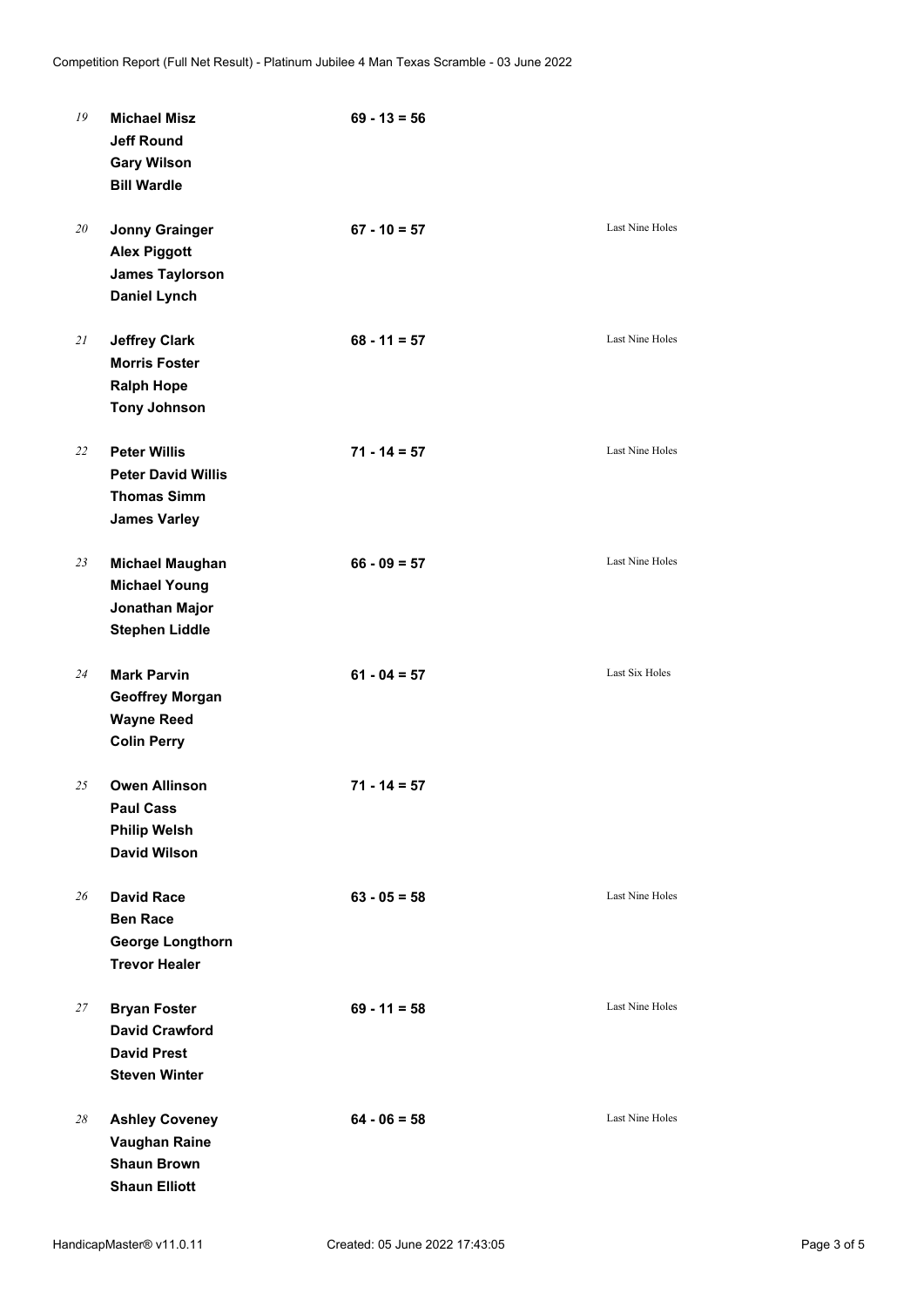| Pos | Team | Score | Countback |
|---|---|---|---|
| 19 | **Michael Misz**<br>**Jeff Round**<br>**Gary Wilson**<br>**Bill Wardle** | **69 - 13 = 56** | |
| 20 | **Jonny Grainger**<br>**Alex Piggott**<br>**James Taylorson**<br>**Daniel Lynch** | **67 - 10 = 57** | Last Nine Holes |
| 21 | **Jeffrey Clark**<br>**Morris Foster**<br>**Ralph Hope**<br>**Tony Johnson** | **68 - 11 = 57** | Last Nine Holes |
| 22 | **Peter Willis**<br>**Peter David Willis**<br>**Thomas Simm**<br>**James Varley** | **71 - 14 = 57** | Last Nine Holes |
| 23 | **Michael Maughan**<br>**Michael Young**<br>**Jonathan Major**<br>**Stephen Liddle** | **66 - 09 = 57** | Last Nine Holes |
| 24 | **Mark Parvin**<br>**Geoffrey Morgan**<br>**Wayne Reed**<br>**Colin Perry** | **61 - 04 = 57** | Last Six Holes |
| 25 | **Owen Allinson**<br>**Paul Cass**<br>**Philip Welsh**<br>**David Wilson** | **71 - 14 = 57** | |
| 26 | **David Race**<br>**Ben Race**<br>**George Longthorn**<br>**Trevor Healer** | **63 - 05 = 58** | Last Nine Holes |
| 27 | **Bryan Foster**<br>**David Crawford**<br>**David Prest**<br>**Steven Winter** | **69 - 11 = 58** | Last Nine Holes |
| 28 | **Ashley Coveney**<br>**Vaughan Raine**<br>**Shaun Brown**<br>**Shaun Elliott** | **64 - 06 = 58** | Last Nine Holes |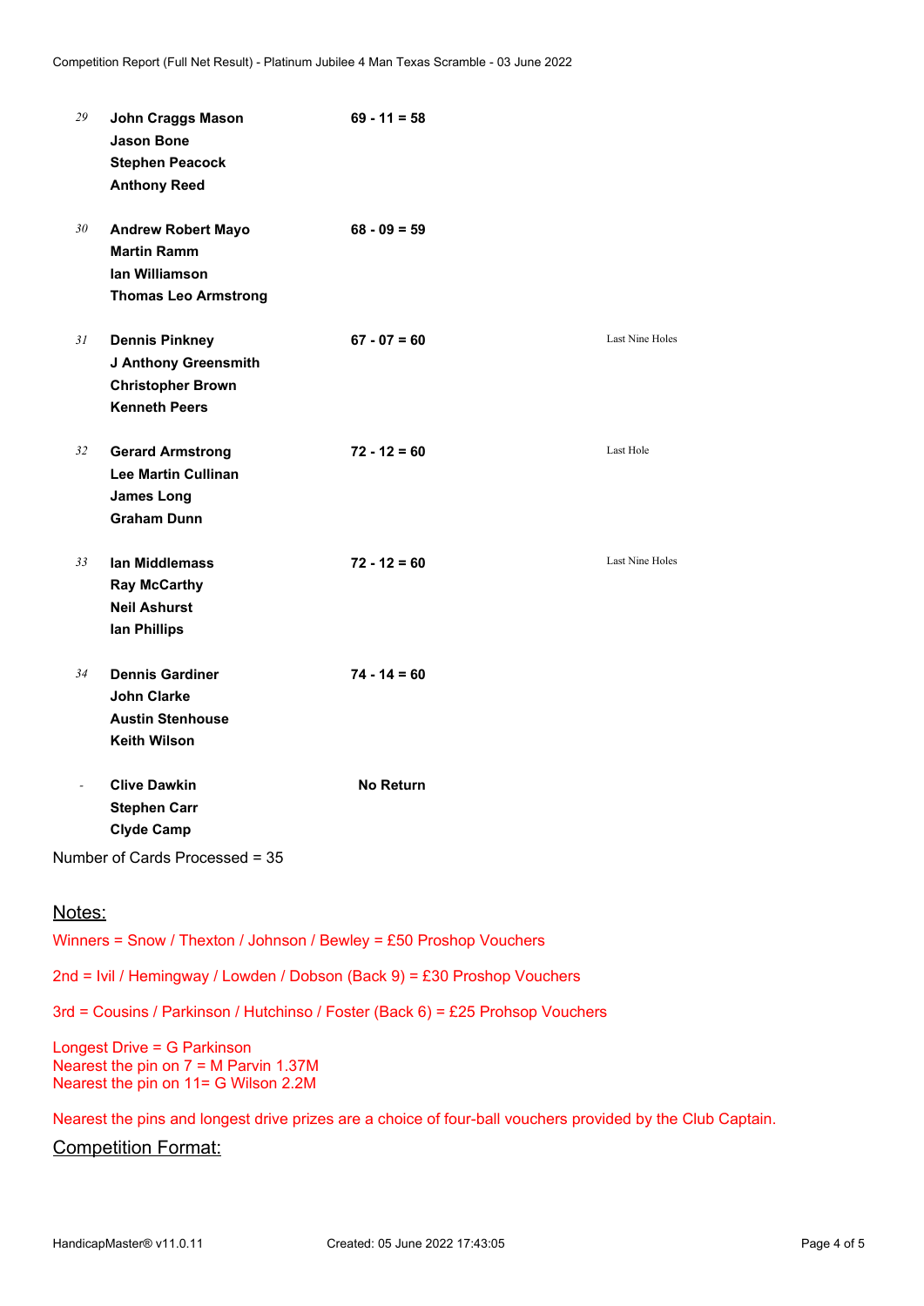| Pos | Team | Score | Note |
| --- | --- | --- | --- |
| *29* | **John Craggs Mason**<br>**Jason Bone**<br>**Stephen Peacock**<br>**Anthony Reed** | **69 - 11 = 58** | |
| *30* | **Andrew Robert Mayo**<br>**Martin Ramm**<br>**Ian Williamson**<br>**Thomas Leo Armstrong** | **68 - 09 = 59** | |
| *31* | **Dennis Pinkney**<br>**J Anthony Greensmith**<br>**Christopher Brown**<br>**Kenneth Peers** | **67 - 07 = 60** | Last Nine Holes |
| *32* | **Gerard Armstrong**<br>**Lee Martin Cullinan**<br>**James Long**<br>**Graham Dunn** | **72 - 12 = 60** | Last Hole |
| *33* | **Ian Middlemass**<br>**Ray McCarthy**<br>**Neil Ashurst**<br>**Ian Phillips** | **72 - 12 = 60** | Last Nine Holes |
| *34* | **Dennis Gardiner**<br>**John Clarke**<br>**Austin Stenhouse**<br>**Keith Wilson** | **74 - 14 = 60** | |
| - | **Clive Dawkin**<br>**Stephen Carr**<br>**Clyde Camp** | **No Return** | |

Number of Cards Processed = 35

## Notes:

Winners = Snow / Thexton / Johnson / Bewley = £50 Proshop Vouchers

2nd = Ivil / Hemingway / Lowden / Dobson (Back 9) = £30 Proshop Vouchers

3rd = Cousins / Parkinson / Hutchinso / Foster (Back 6) = £25 Prohsop Vouchers

Longest Drive = G Parkinson
Nearest the pin on 7 = M Parvin 1.37M
Nearest the pin on 11= G Wilson 2.2M

Nearest the pins and longest drive prizes are a choice of four-ball vouchers provided by the Club Captain.

## Competition Format: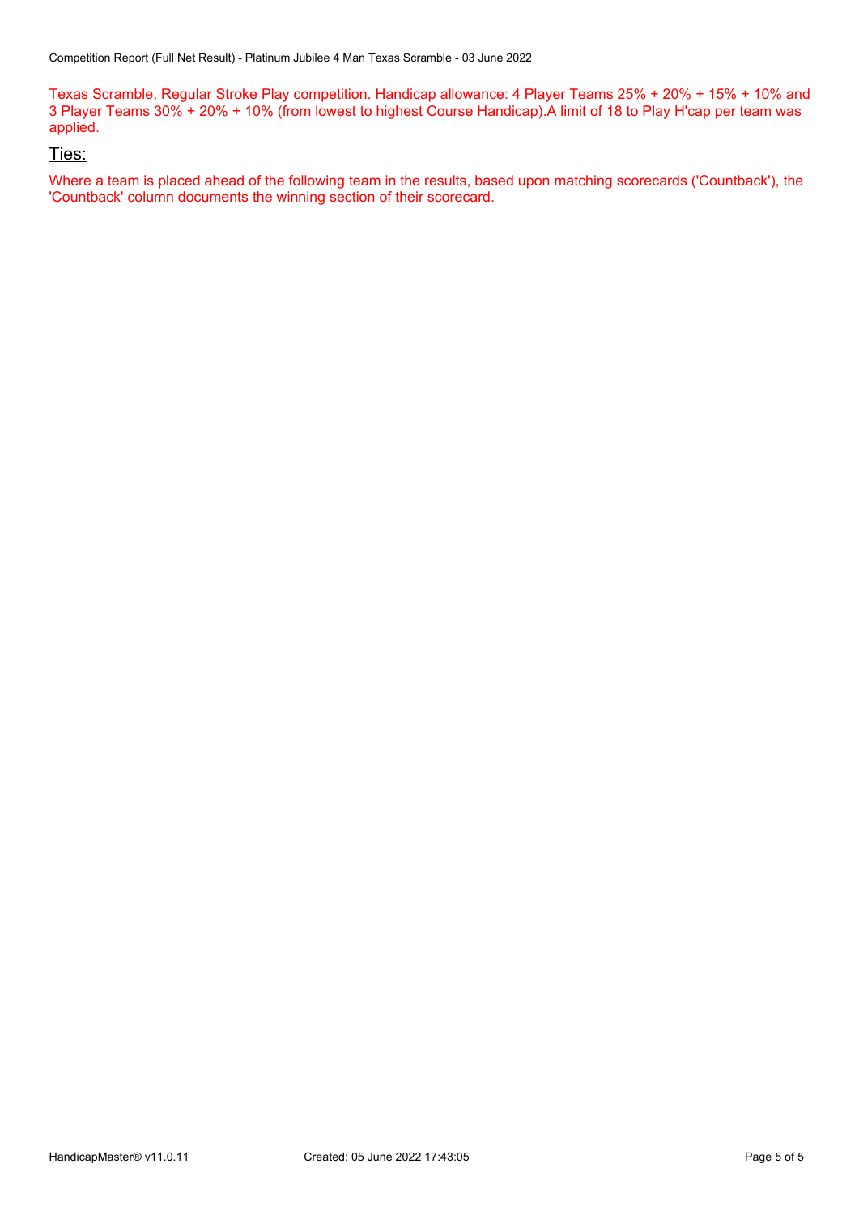Texas Scramble, Regular Stroke Play competition. Handicap allowance: 4 Player Teams 25% + 20% + 15% + 10% and 3 Player Teams 30% + 20% + 10% (from lowest to highest Course Handicap).A limit of 18 to Play H'cap per team was applied.

## Ties:

Where a team is placed ahead of the following team in the results, based upon matching scorecards ('Countback'), the 'Countback' column documents the winning section of their scorecard.